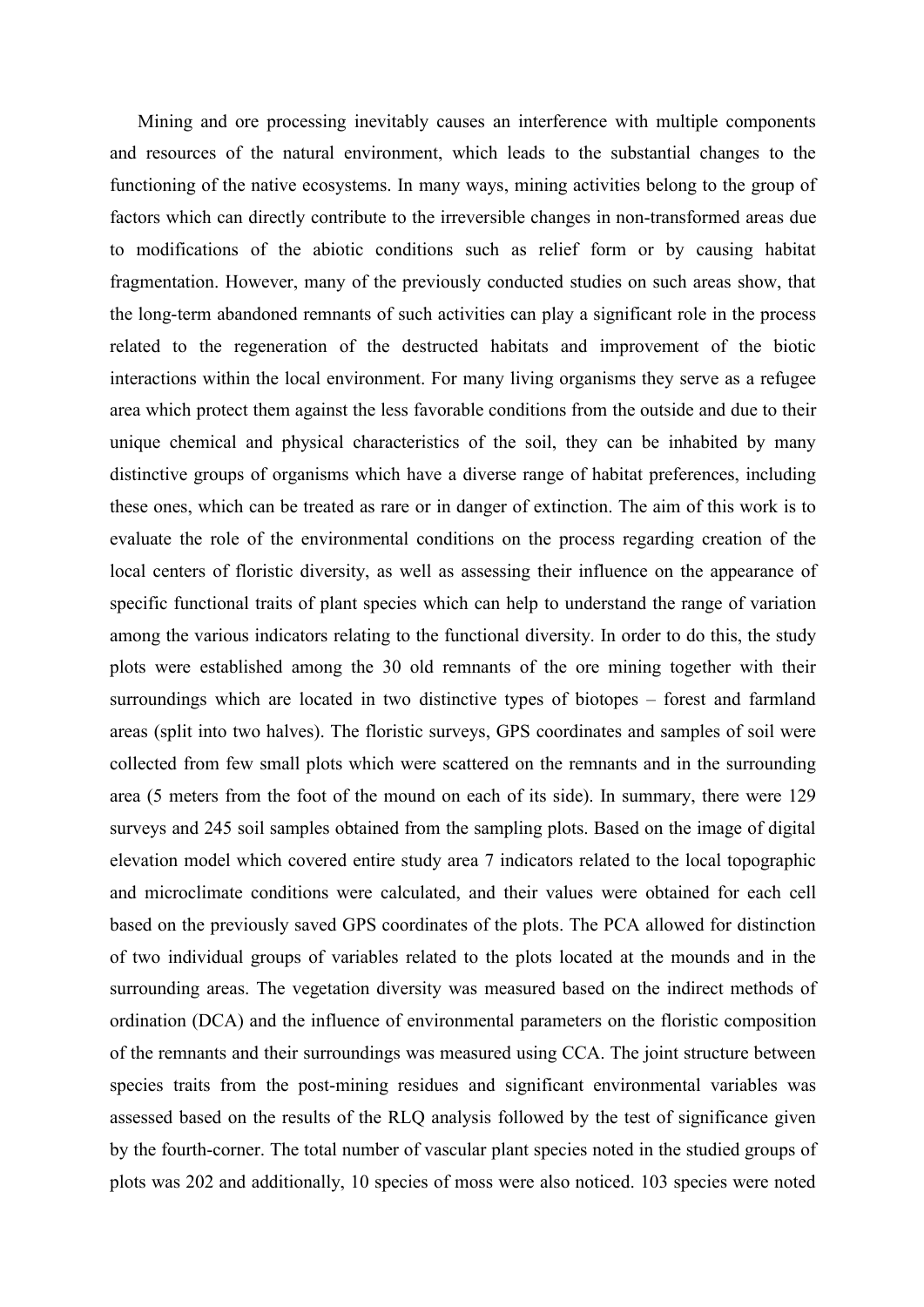Mining and ore processing inevitably causes an interference with multiple components and resources of the natural environment, which leads to the substantial changes to the functioning of the native ecosystems. In many ways, mining activities belong to the group of factors which can directly contribute to the irreversible changes in non-transformed areas due to modifications of the abiotic conditions such as relief form or by causing habitat fragmentation. However, many of the previously conducted studies on such areas show, that the long-term abandoned remnants of such activities can play a significant role in the process related to the regeneration of the destructed habitats and improvement of the biotic interactions within the local environment. For many living organisms they serve as a refugee area which protect them against the less favorable conditions from the outside and due to their unique chemical and physical characteristics of the soil, they can be inhabited by many distinctive groups of organisms which have a diverse range of habitat preferences, including these ones, which can be treated as rare or in danger of extinction. The aim of this work is to evaluate the role of the environmental conditions on the process regarding creation of the local centers of floristic diversity, as well as assessing their influence on the appearance of specific functional traits of plant species which can help to understand the range of variation among the various indicators relating to the functional diversity. In order to do this, the study plots were established among the 30 old remnants of the ore mining together with their surroundings which are located in two distinctive types of biotopes – forest and farmland areas (split into two halves). The floristic surveys, GPS coordinates and samples of soil were collected from few small plots which were scattered on the remnants and in the surrounding area (5 meters from the foot of the mound on each of its side). In summary, there were 129 surveys and 245 soil samples obtained from the sampling plots. Based on the image of digital elevation model which covered entire study area 7 indicators related to the local topographic and microclimate conditions were calculated, and their values were obtained for each cell based on the previously saved GPS coordinates of the plots. The PCA allowed for distinction of two individual groups of variables related to the plots located at the mounds and in the surrounding areas. The vegetation diversity was measured based on the indirect methods of ordination (DCA) and the influence of environmental parameters on the floristic composition of the remnants and their surroundings was measured using CCA. The joint structure between species traits from the post-mining residues and significant environmental variables was assessed based on the results of the RLQ analysis followed by the test of significance given by the fourth-corner. The total number of vascular plant species noted in the studied groups of plots was 202 and additionally, 10 species of moss were also noticed. 103 species were noted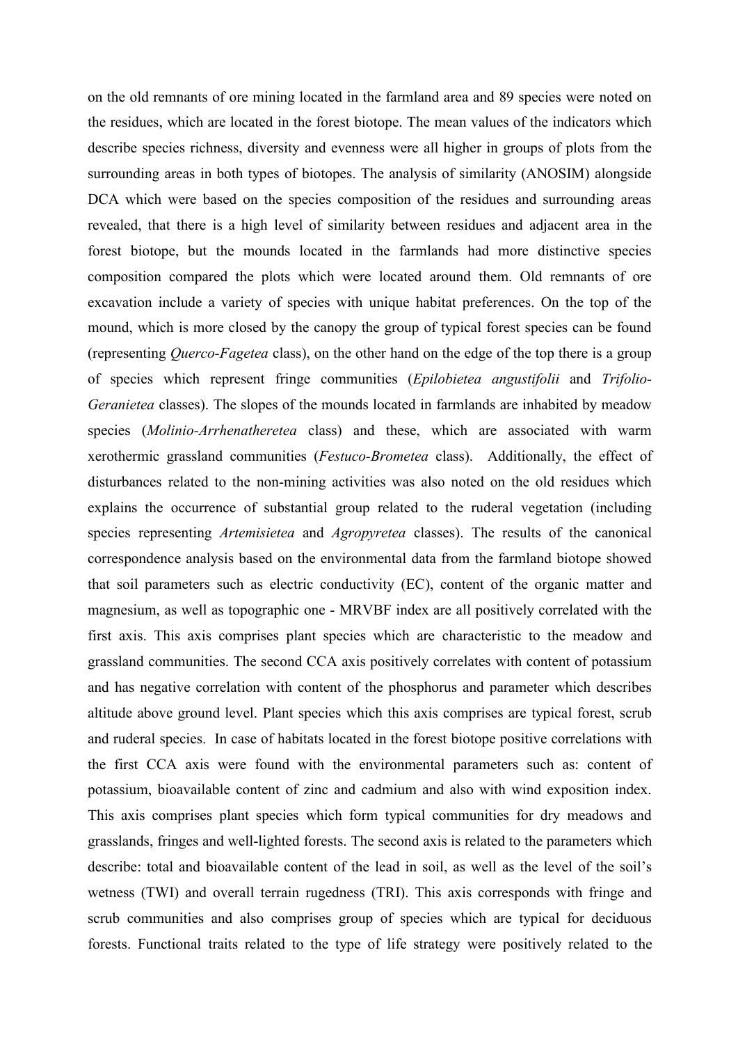on the old remnants of ore mining located in the farmland area and 89 species were noted on the residues, which are located in the forest biotope. The mean values of the indicators which describe species richness, diversity and evenness were all higher in groups of plots from the surrounding areas in both types of biotopes. The analysis of similarity (ANOSIM) alongside DCA which were based on the species composition of the residues and surrounding areas revealed, that there is a high level of similarity between residues and adjacent area in the forest biotope, but the mounds located in the farmlands had more distinctive species composition compared the plots which were located around them. Old remnants of ore excavation include a variety of species with unique habitat preferences. On the top of the mound, which is more closed by the canopy the group of typical forest species can be found (representing *Querco-Fagetea* class), on the other hand on the edge of the top there is a group of species which represent fringe communities (*Epilobietea angustifolii* and *Trifolio-Geranietea* classes). The slopes of the mounds located in farmlands are inhabited by meadow species (*Molinio-Arrhenatheretea* class) and these, which are associated with warm xerothermic grassland communities (*Festuco-Brometea* class). Additionally, the effect of disturbances related to the non-mining activities was also noted on the old residues which explains the occurrence of substantial group related to the ruderal vegetation (including species representing *Artemisietea* and *Agropyretea* classes). The results of the canonical correspondence analysis based on the environmental data from the farmland biotope showed that soil parameters such as electric conductivity (EC), content of the organic matter and magnesium, as well as topographic one - MRVBF index are all positively correlated with the first axis. This axis comprises plant species which are characteristic to the meadow and grassland communities. The second CCA axis positively correlates with content of potassium and has negative correlation with content of the phosphorus and parameter which describes altitude above ground level. Plant species which this axis comprises are typical forest, scrub and ruderal species. In case of habitats located in the forest biotope positive correlations with the first CCA axis were found with the environmental parameters such as: content of potassium, bioavailable content of zinc and cadmium and also with wind exposition index. This axis comprises plant species which form typical communities for dry meadows and grasslands, fringes and well-lighted forests. The second axis is related to the parameters which describe: total and bioavailable content of the lead in soil, as well as the level of the soil's wetness (TWI) and overall terrain rugedness (TRI). This axis corresponds with fringe and scrub communities and also comprises group of species which are typical for deciduous forests. Functional traits related to the type of life strategy were positively related to the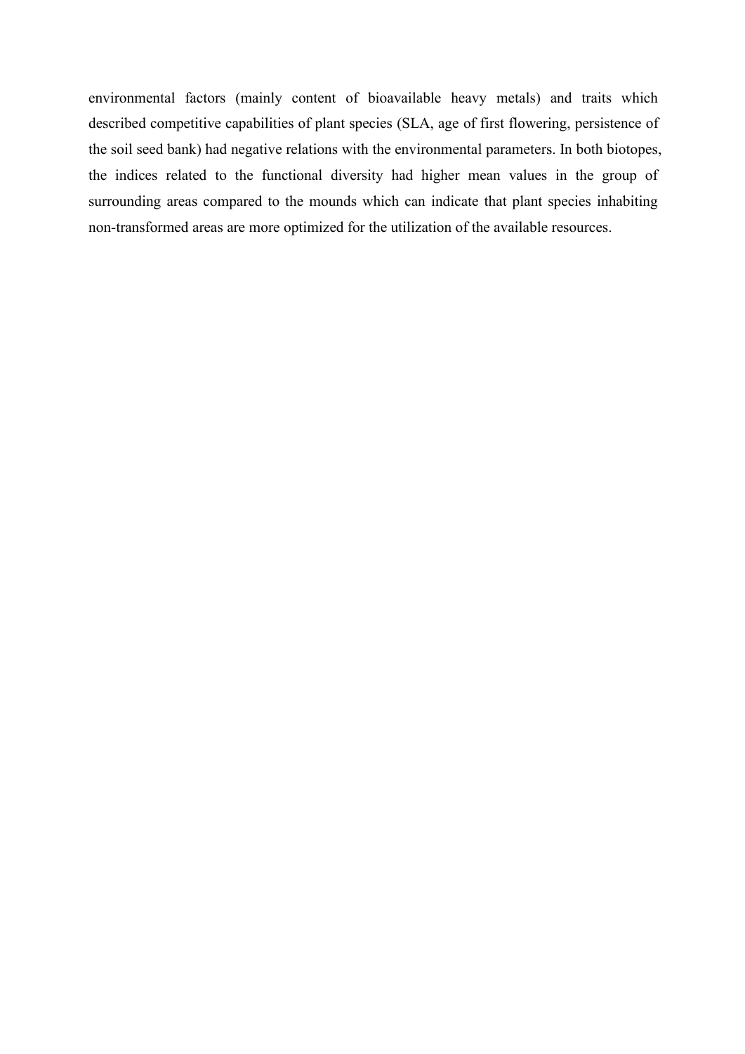environmental factors (mainly content of bioavailable heavy metals) and traits which described competitive capabilities of plant species (SLA, age of first flowering, persistence of the soil seed bank) had negative relations with the environmental parameters. In both biotopes, the indices related to the functional diversity had higher mean values in the group of surrounding areas compared to the mounds which can indicate that plant species inhabiting non-transformed areas are more optimized for the utilization of the available resources.